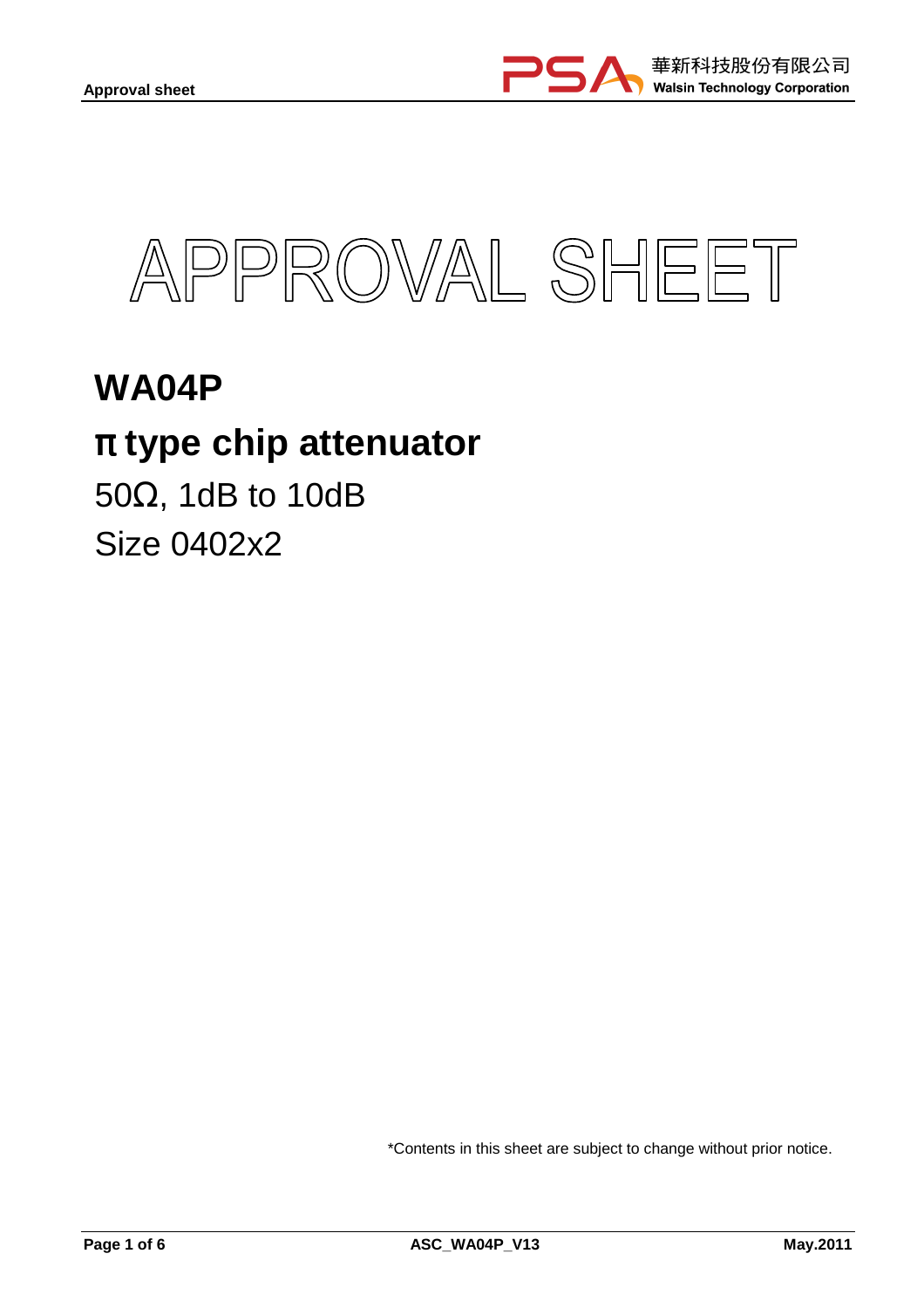# APPROVAL SHEET

## WA04P

## π type chip attenuator

50Ω, 1dB to 10dB

Size 0402x2

*Contents in this sheet are subject to change without prior notice.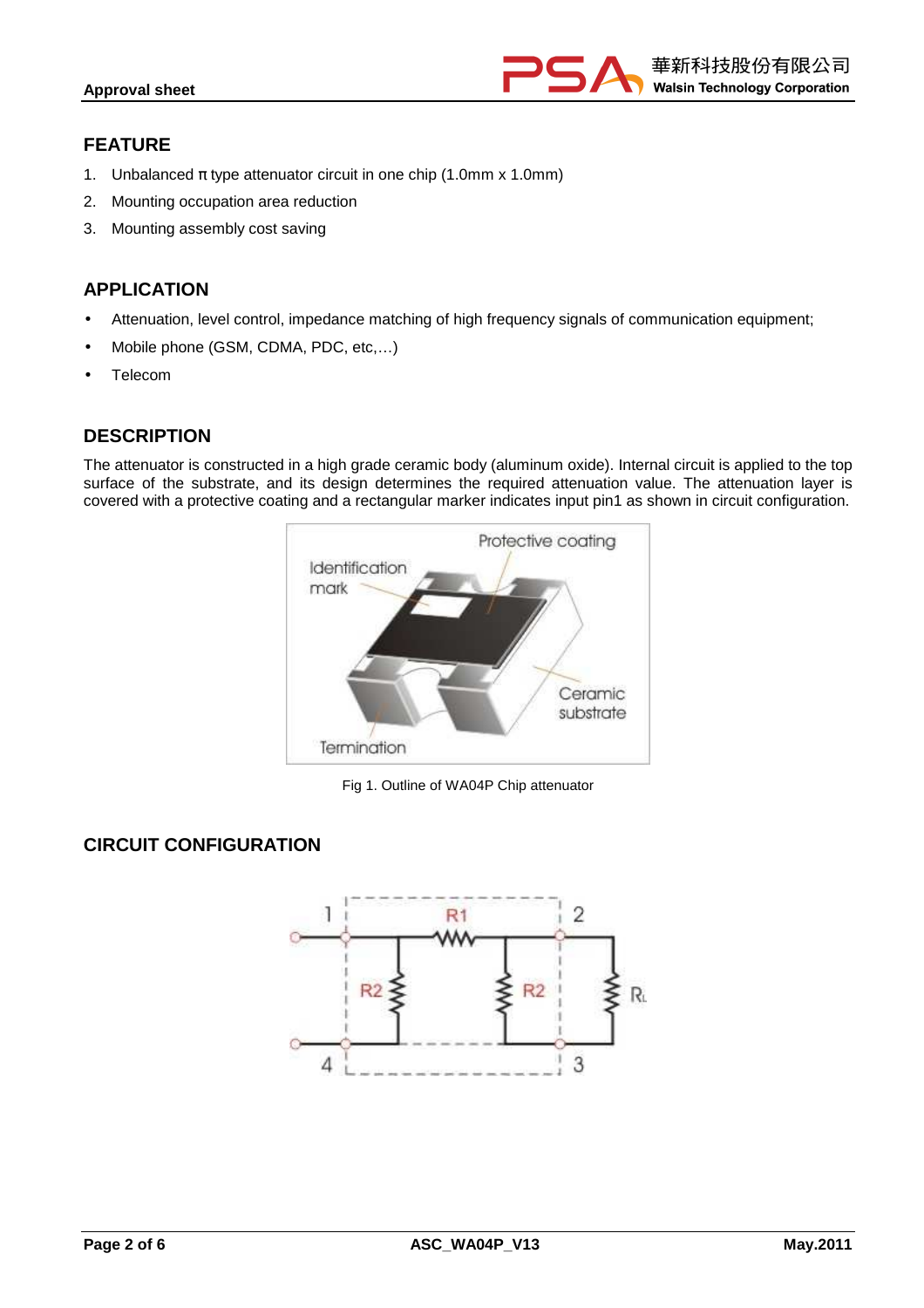## FEATURE

1. Unbalanced π type attenuator circuit in one chip (1.0mm x 1.0mm)
2. Mounting occupation area reduction
3. Mounting assembly cost saving

## APPLICATION

- Attenuation, level control, impedance matching of high frequency signals of communication equipment;
- Mobile phone (GSM, CDMA, PDC, etc,…)
- Telecom

## DESCRIPTION

The attenuator is constructed in a high grade ceramic body (aluminum oxide). Internal circuit is applied to the top surface of the substrate, and its design determines the required attenuation value. The attenuation layer is covered with a protective coating and a rectangular marker indicates input pin1 as shown in circuit configuration.

Fig 1. Outline of WA04P Chip attenuator

## CIRCUIT CONFIGURATION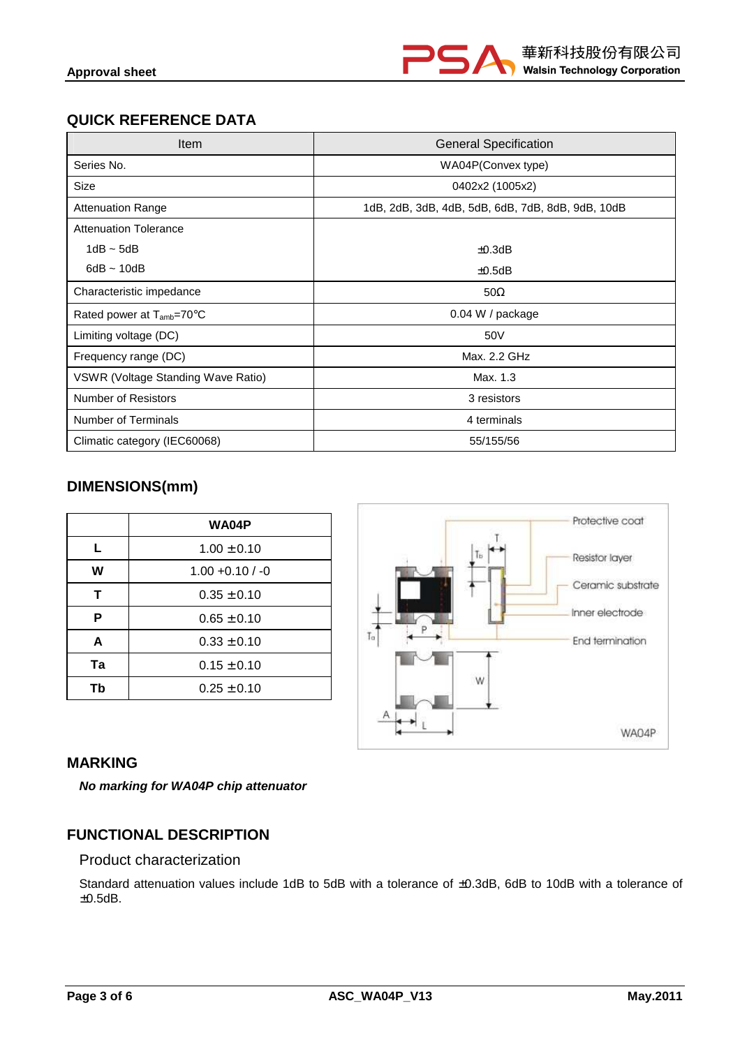## QUICK REFERENCE DATA

| Item | General Specification |
|---|---|
| Series No. | WA04P(Convex type) |
| Size | 0402x2 (1005x2) |
| Attenuation Range | 1dB, 2dB, 3dB, 4dB, 5dB, 6dB, 7dB, 8dB, 9dB, 10dB |
| Attenuation Tolerance<br>1dB ~ 5dB<br>6dB ~ 10dB | <br>±0.3dB<br>±0.5dB |
| Characteristic impedance | 50Ω |
| Rated power at $T_{amb}$=70°C | 0.04 W / package |
| Limiting voltage (DC) | 50V |
| Frequency range (DC) | Max. 2.2 GHz |
| VSWR (Voltage Standing Wave Ratio) | Max. 1.3 |
| Number of Resistors | 3 resistors |
| Number of Terminals | 4 terminals |
| Climatic category (IEC60068) | 55/155/56 |

## DIMENSIONS(mm)

| | WA04P |
|---|---|
| L | 1.00 ±0.10 |
| W | 1.00 +0.10 / -0 |
| T | 0.35 ±0.10 |
| P | 0.65 ±0.10 |
| A | 0.33 ±0.10 |
| Ta | 0.15 ±0.10 |
| Tb | 0.25 ±0.10 |

Protective coat
Resistor layer
Ceramic substrate
Inner electrode
End termination

WA04P

## MARKING

***No marking for WA04P chip attenuator***

## FUNCTIONAL DESCRIPTION

### Product characterization

Standard attenuation values include 1dB to 5dB with a tolerance of ±0.3dB, 6dB to 10dB with a tolerance of ±0.5dB.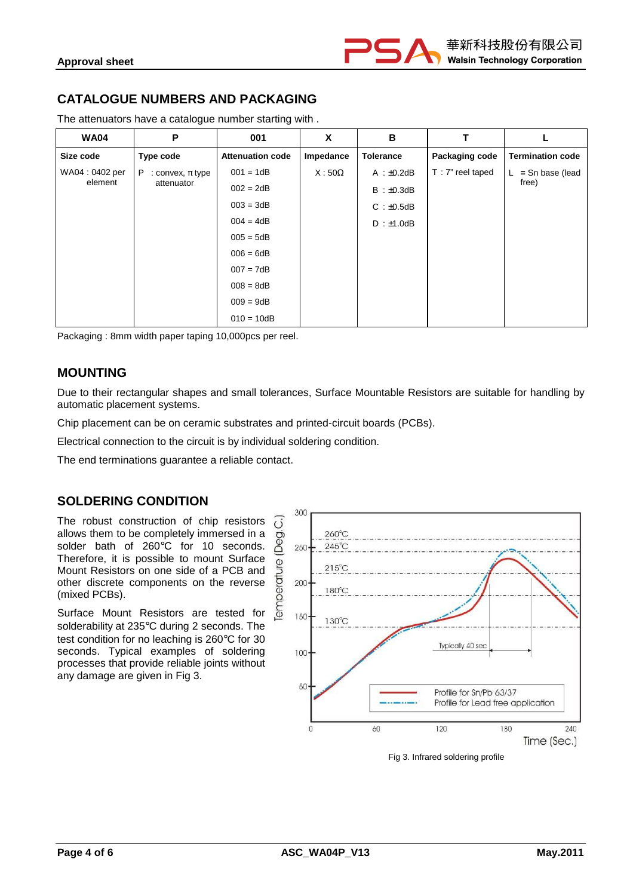## CATALOGUE NUMBERS AND PACKAGING

The attenuators have a catalogue number starting with .

| WA04 | P | 001 | X | B | T | L |
|---|---|---|---|---|---|---|
| **Size code** | **Type code** | **Attenuation code** | **Impedance** | **Tolerance** | **Packaging code** | **Termination code** |
| WA04 : 0402 per element | P : convex, π type attenuator | 001 = 1dB<br>002 = 2dB<br>003 = 3dB<br>004 = 4dB<br>005 = 5dB<br>006 = 6dB<br>007 = 7dB<br>008 = 8dB<br>009 = 9dB<br>010 = 10dB | X : 50Ω | A : ±0.2dB<br>B : ±0.3dB<br>C : ±0.5dB<br>D : ±1.0dB | T : 7" reel taped | L = Sn base (lead free) |

Packaging : 8mm width paper taping 10,000pcs per reel.

## MOUNTING

Due to their rectangular shapes and small tolerances, Surface Mountable Resistors are suitable for handling by automatic placement systems.

Chip placement can be on ceramic substrates and printed-circuit boards (PCBs).

Electrical connection to the circuit is by individual soldering condition.

The end terminations guarantee a reliable contact.

## SOLDERING CONDITION

The robust construction of chip resistors allows them to be completely immersed in a solder bath of 260℃ for 10 seconds. Therefore, it is possible to mount Surface Mount Resistors on one side of a PCB and other discrete components on the reverse (mixed PCBs).

Surface Mount Resistors are tested for solderability at 235℃ during 2 seconds. The test condition for no leaching is 260℃ for 30 seconds. Typical examples of soldering processes that provide reliable joints without any damage are given in Fig 3.

Fig 3. Infrared soldering profile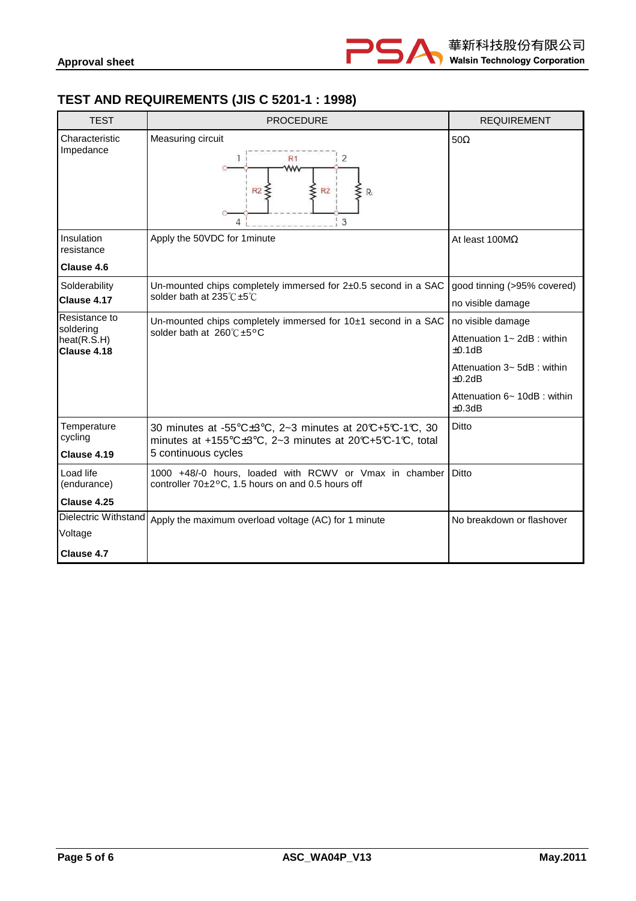## TEST AND REQUIREMENTS (JIS C 5201-1 : 1998)

| TEST | PROCEDURE | REQUIREMENT |
|---|---|---|
| Characteristic Impedance | Measuring circuit<br>1 R1 2<br>R2 R2 $R_L$<br>4 3 | 50Ω |
| Insulation resistance<br>**Clause 4.6** | Apply the 50VDC for 1minute | At least 100MΩ |
| Solderability<br>**Clause 4.17** | Un-mounted chips completely immersed for 2±0.5 second in a SAC solder bath at 235℃±5℃ | good tinning (>95% covered)<br>no visible damage |
| Resistance to soldering heat(R.S.H)<br>**Clause 4.18** | Un-mounted chips completely immersed for 10±1 second in a SAC solder bath at 260℃±5°C | no visible damage<br>Attenuation 1~ 2dB : within ±0.1dB<br>Attenuation 3~ 5dB : within ±0.2dB<br>Attenuation 6~ 10dB : within ±0.3dB |
| Temperature cycling<br>**Clause 4.19** | 30 minutes at -55℃±3℃, 2~3 minutes at 20℃+5℃-1℃, 30 minutes at +155℃±3℃, 2~3 minutes at 20℃+5℃-1℃, total 5 continuous cycles | Ditto |
| Load life (endurance)<br>**Clause 4.25** | 1000 +48/-0 hours, loaded with RCWV or Vmax in chamber controller 70±2°C, 1.5 hours on and 0.5 hours off | Ditto |
| Dielectric Withstand Voltage<br>**Clause 4.7** | Apply the maximum overload voltage (AC) for 1 minute | No breakdown or flashover |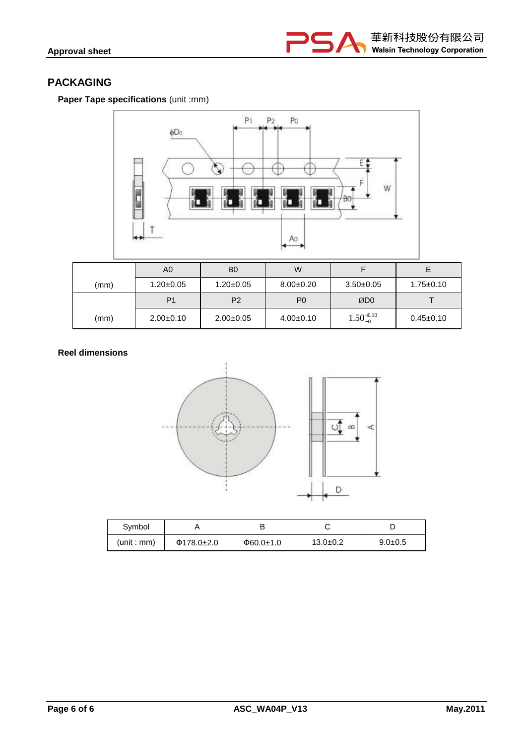## PACKAGING

**Paper Tape specifications** (unit :mm)

P1 P2 Po
ϕDo
E
F
W
B0
T
Ao

| | A0 | B0 | W | F | E |
|---|---|---|---|---|---|
| (mm) | 1.20±0.05 | 1.20±0.05 | 8.00±0.20 | 3.50±0.05 | 1.75±0.10 |
| | P1 | P2 | P0 | ØD0 | T |
| (mm) | 2.00±0.10 | 2.00±0.05 | 4.00±0.10 | $1.50^{+0.10}_{-0}$ | 0.45±0.10 |

**Reel dimensions**

C
B
A
D

| Symbol | A | B | C | D |
|---|---|---|---|---|
| (unit : mm) | Φ178.0±2.0 | Φ60.0±1.0 | 13.0±0.2 | 9.0±0.5 |